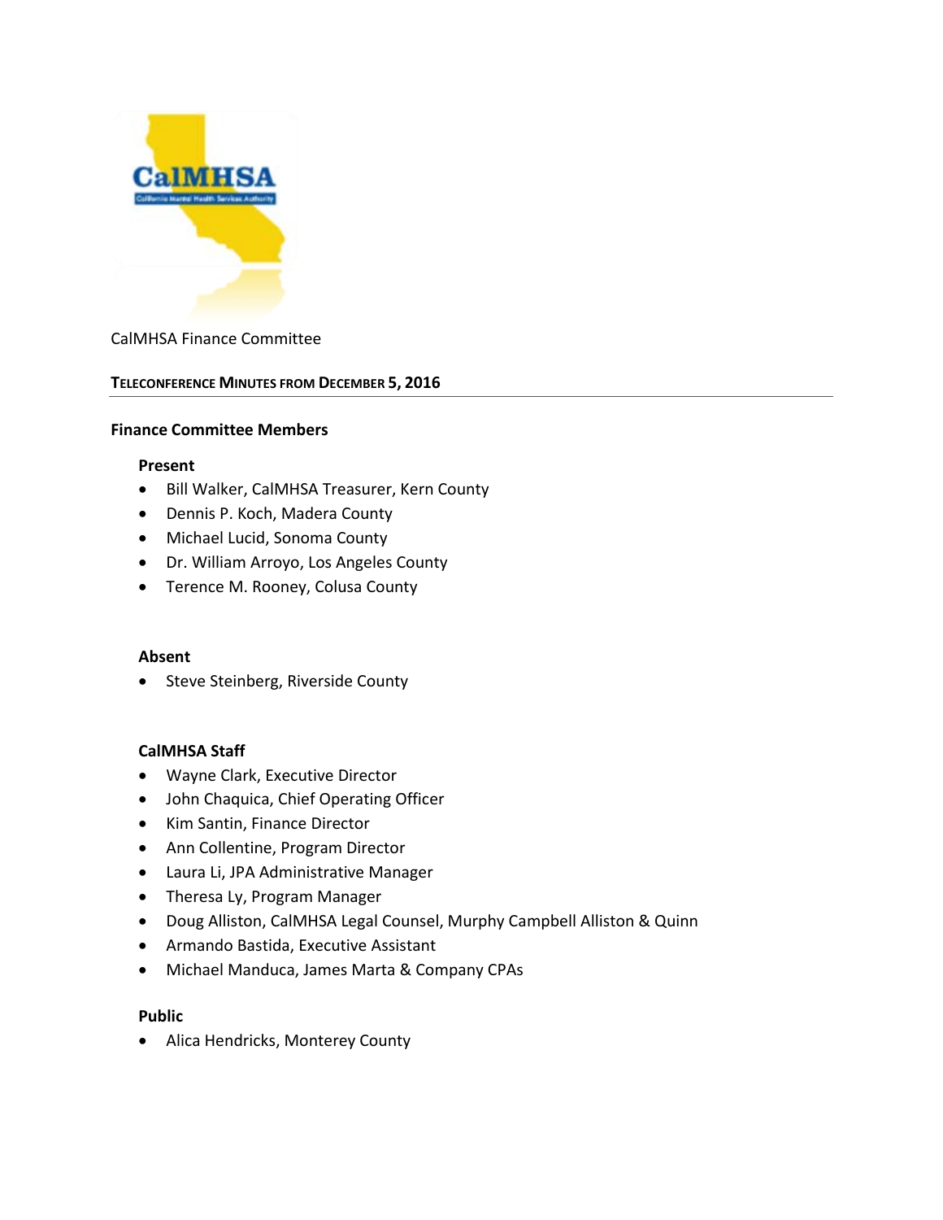CalMHSA Finance Committee

## TELECONFERENCE MINUTES FROM DECEMBER 5, 2016

### Finance Committee Members

**Present**

- Bill Walker, CalMHSA Treasurer, Kern County
- Dennis P. Koch, Madera County
- Michael Lucid, Sonoma County
- Dr. William Arroyo, Los Angeles County
- Terence M. Rooney, Colusa County

**Absent**

- Steve Steinberg, Riverside County

**CalMHSA Staff**

- Wayne Clark, Executive Director
- John Chaquica, Chief Operating Officer
- Kim Santin, Finance Director
- Ann Collentine, Program Director
- Laura Li, JPA Administrative Manager
- Theresa Ly, Program Manager
- Doug Alliston, CalMHSA Legal Counsel, Murphy Campbell Alliston & Quinn
- Armando Bastida, Executive Assistant
- Michael Manduca, James Marta & Company CPAs

**Public**

- Alica Hendricks, Monterey County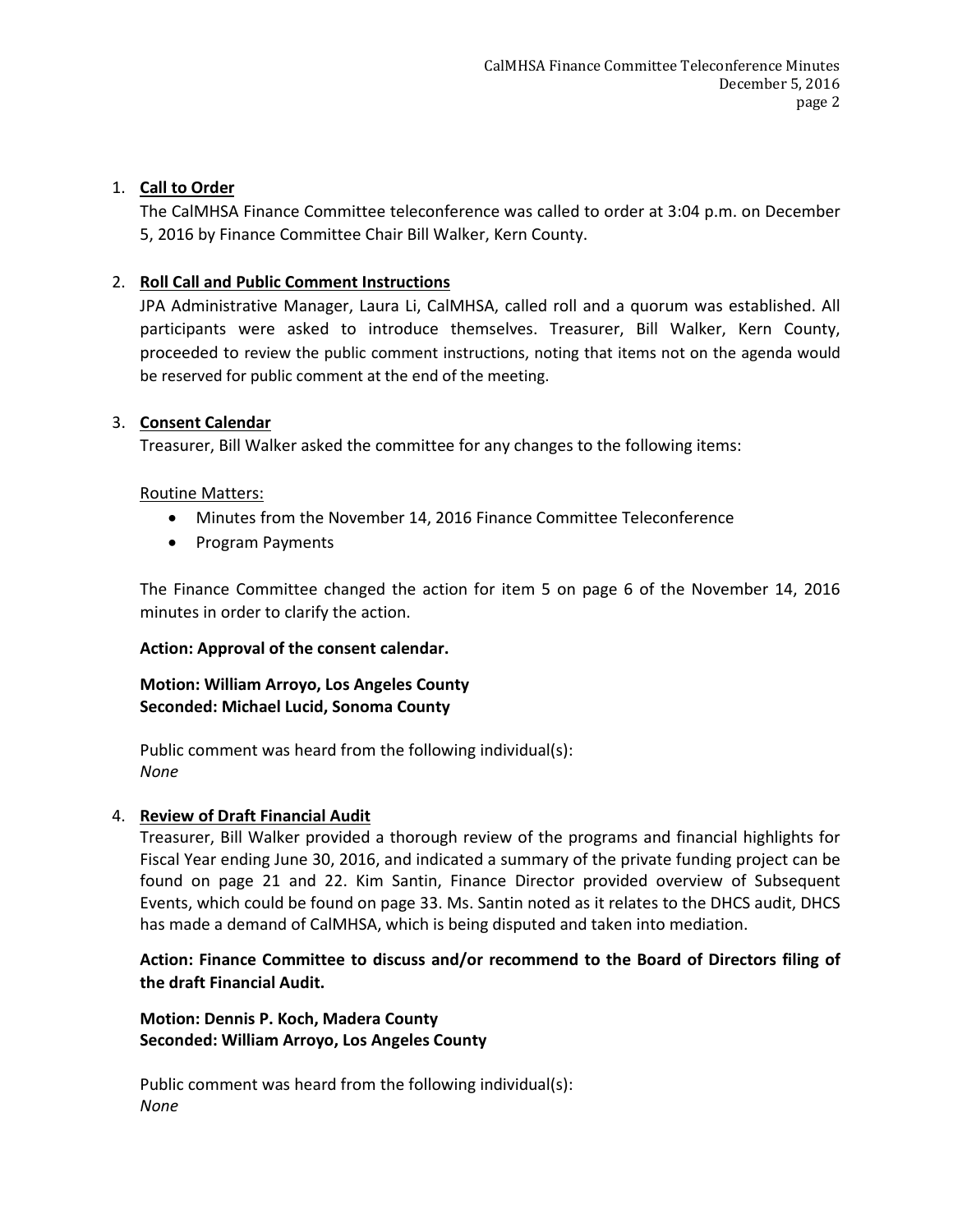1. **Call to Order**

   The CalMHSA Finance Committee teleconference was called to order at 3:04 p.m. on December 5, 2016 by Finance Committee Chair Bill Walker, Kern County.

2. **Roll Call and Public Comment Instructions**

   JPA Administrative Manager, Laura Li, CalMHSA, called roll and a quorum was established. All participants were asked to introduce themselves. Treasurer, Bill Walker, Kern County, proceeded to review the public comment instructions, noting that items not on the agenda would be reserved for public comment at the end of the meeting.

3. **Consent Calendar**

   Treasurer, Bill Walker asked the committee for any changes to the following items:

   Routine Matters:

   - Minutes from the November 14, 2016 Finance Committee Teleconference
   - Program Payments

   The Finance Committee changed the action for item 5 on page 6 of the November 14, 2016 minutes in order to clarify the action.

   **Action: Approval of the consent calendar.**

   **Motion: William Arroyo, Los Angeles County**
   **Seconded: Michael Lucid, Sonoma County**

   Public comment was heard from the following individual(s):
   *None*

4. **Review of Draft Financial Audit**

   Treasurer, Bill Walker provided a thorough review of the programs and financial highlights for Fiscal Year ending June 30, 2016, and indicated a summary of the private funding project can be found on page 21 and 22. Kim Santin, Finance Director provided overview of Subsequent Events, which could be found on page 33. Ms. Santin noted as it relates to the DHCS audit, DHCS has made a demand of CalMHSA, which is being disputed and taken into mediation.

   **Action: Finance Committee to discuss and/or recommend to the Board of Directors filing of the draft Financial Audit.**

   **Motion: Dennis P. Koch, Madera County**
   **Seconded: William Arroyo, Los Angeles County**

   Public comment was heard from the following individual(s):
   *None*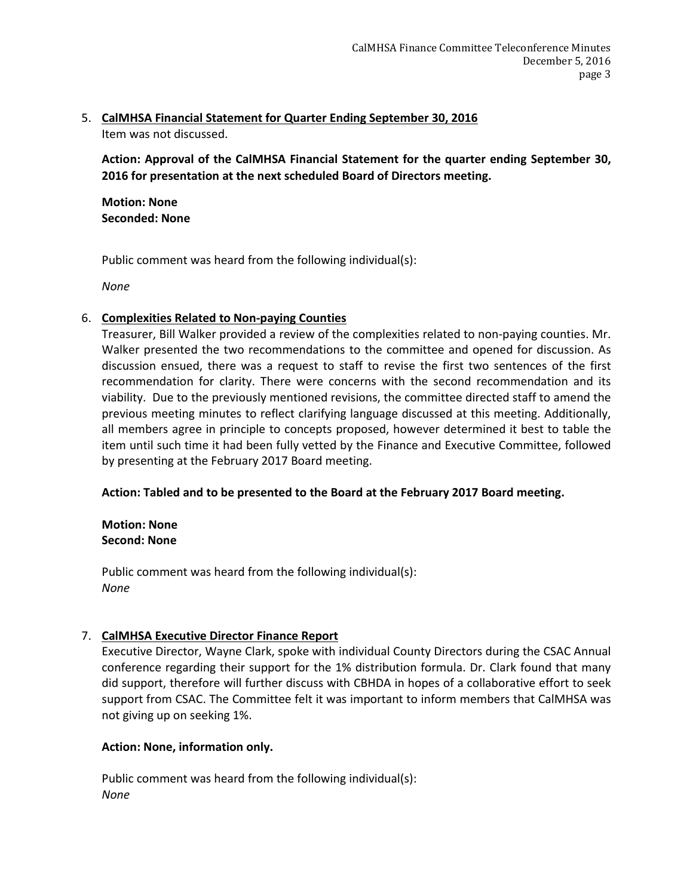5. **CalMHSA Financial Statement for Quarter Ending September 30, 2016**

   Item was not discussed.

   **Action: Approval of the CalMHSA Financial Statement for the quarter ending September 30, 2016 for presentation at the next scheduled Board of Directors meeting.**

   **Motion: None**
   **Seconded: None**

   Public comment was heard from the following individual(s):

   *None*

6. **Complexities Related to Non-paying Counties**

   Treasurer, Bill Walker provided a review of the complexities related to non-paying counties. Mr. Walker presented the two recommendations to the committee and opened for discussion. As discussion ensued, there was a request to staff to revise the first two sentences of the first recommendation for clarity. There were concerns with the second recommendation and its viability. Due to the previously mentioned revisions, the committee directed staff to amend the previous meeting minutes to reflect clarifying language discussed at this meeting. Additionally, all members agree in principle to concepts proposed, however determined it best to table the item until such time it had been fully vetted by the Finance and Executive Committee, followed by presenting at the February 2017 Board meeting.

   **Action: Tabled and to be presented to the Board at the February 2017 Board meeting.**

   **Motion: None**
   **Second: None**

   Public comment was heard from the following individual(s):
   *None*

7. **CalMHSA Executive Director Finance Report**

   Executive Director, Wayne Clark, spoke with individual County Directors during the CSAC Annual conference regarding their support for the 1% distribution formula. Dr. Clark found that many did support, therefore will further discuss with CBHDA in hopes of a collaborative effort to seek support from CSAC. The Committee felt it was important to inform members that CalMHSA was not giving up on seeking 1%.

   **Action: None, information only.**

   Public comment was heard from the following individual(s):
   *None*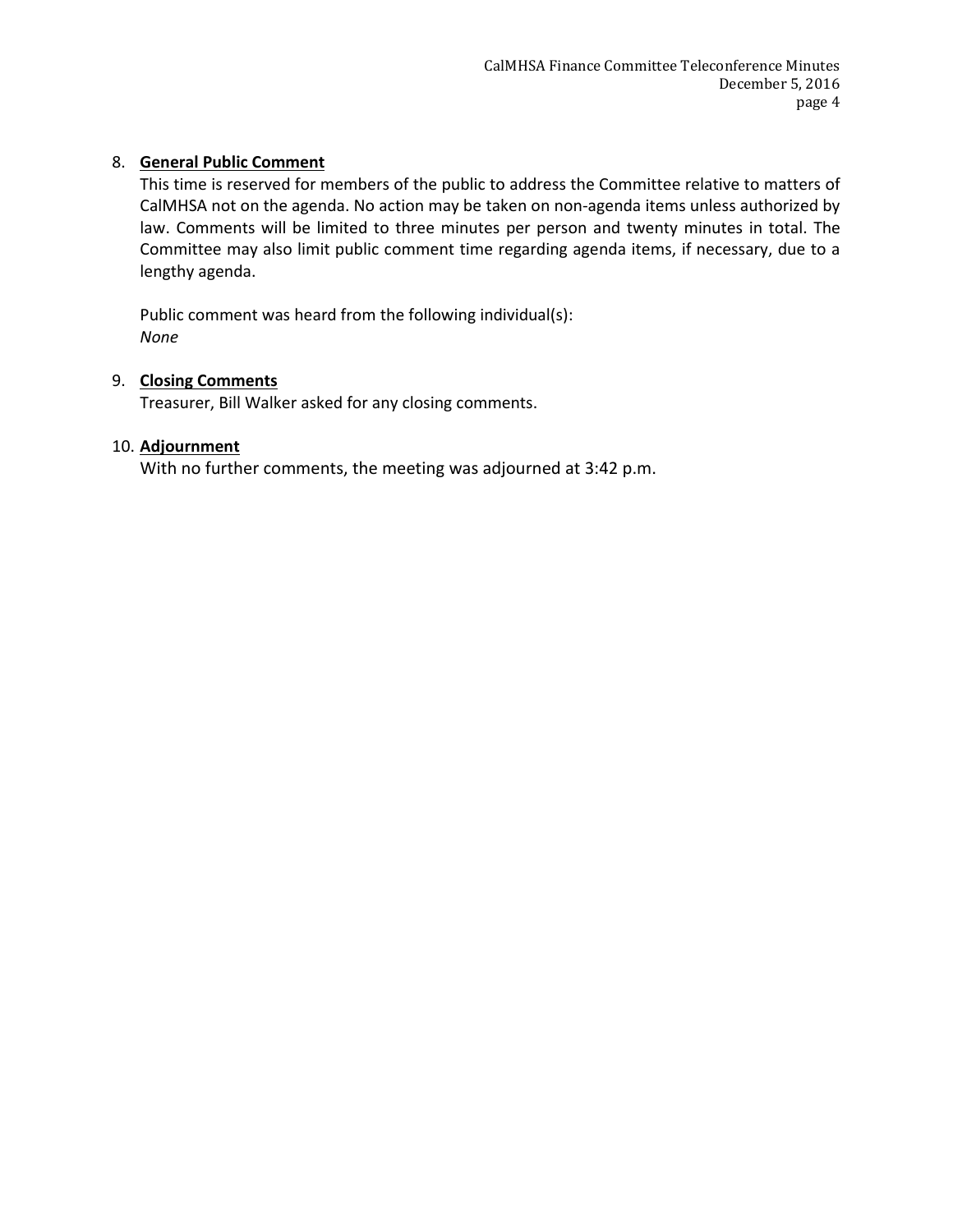8. **General Public Comment**

   This time is reserved for members of the public to address the Committee relative to matters of CalMHSA not on the agenda. No action may be taken on non-agenda items unless authorized by law. Comments will be limited to three minutes per person and twenty minutes in total. The Committee may also limit public comment time regarding agenda items, if necessary, due to a lengthy agenda.

   Public comment was heard from the following individual(s):
   *None*

9. **Closing Comments**

   Treasurer, Bill Walker asked for any closing comments.

10. **Adjournment**

    With no further comments, the meeting was adjourned at 3:42 p.m.